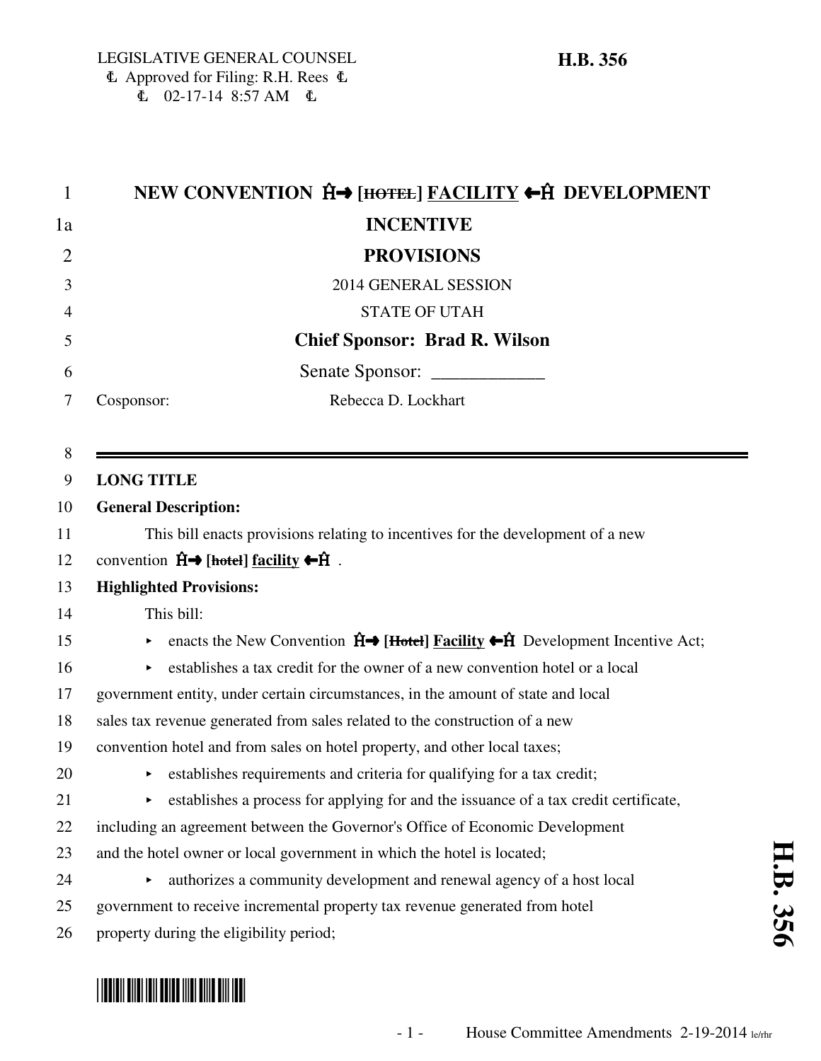LEGISLATIVE GENERAL COUNSEL
₵ Approved for Filing: R.H. Rees ₵
₵ 02-17-14 8:57 AM ₵

**H.B. 356**

# NEW CONVENTION Ĥ→ [~~HOTEL~~] FACILITY ←Ĥ DEVELOPMENT INCENTIVE PROVISIONS

2014 GENERAL SESSION

STATE OF UTAH

**Chief Sponsor: Brad R. Wilson**

Senate Sponsor: ____________

Cosponsor: Rebecca D. Lockhart

---

**LONG TITLE**

**General Description:**

This bill enacts provisions relating to incentives for the development of a new convention Ĥ→ [~~hotel~~] **facility** ←Ĥ .

**Highlighted Provisions:**

This bill:

- enacts the New Convention Ĥ→ [~~Hotel~~] **Facility** ←Ĥ Development Incentive Act;
- establishes a tax credit for the owner of a new convention hotel or a local government entity, under certain circumstances, in the amount of state and local sales tax revenue generated from sales related to the construction of a new convention hotel and from sales on hotel property, and other local taxes;
- establishes requirements and criteria for qualifying for a tax credit;
- establishes a process for applying for and the issuance of a tax credit certificate, including an agreement between the Governor's Office of Economic Development and the hotel owner or local government in which the hotel is located;
- authorizes a community development and renewal agency of a host local government to receive incremental property tax revenue generated from hotel property during the eligibility period;

House Committee Amendments 2-19-2014 le/rhr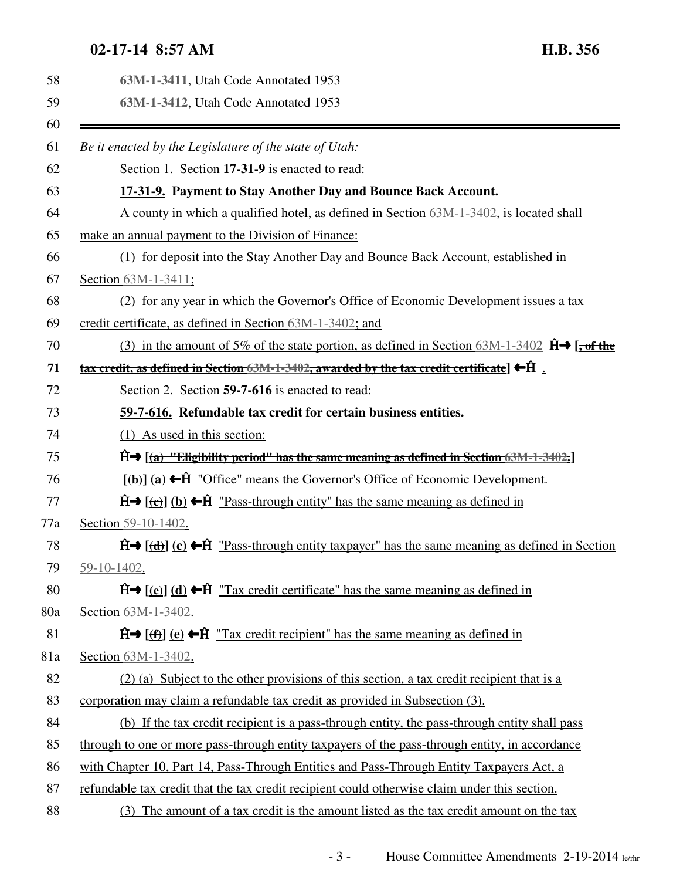58 **63M-1-3411**, Utah Code Annotated 1953

59 **63M-1-3412**, Utah Code Annotated 1953

60

---

61 *Be it enacted by the Legislature of the state of Utah:*

62 Section 1. Section **17-31-9** is enacted to read:

63 **17-31-9. Payment to Stay Another Day and Bounce Back Account.**

64 A county in which a qualified hotel, as defined in Section 63M-1-3402, is located shall

65 make an annual payment to the Division of Finance:

66 (1) for deposit into the Stay Another Day and Bounce Back Account, established in

67 Section 63M-1-3411;

68 (2) for any year in which the Governor's Office of Economic Development issues a tax

69 credit certificate, as defined in Section 63M-1-3402; and

70 (3) in the amount of 5% of the state portion, as defined in Section 63M-1-3402 **Ĥ→ [~~, of the~~**

71 **~~tax credit, as defined in Section 63M-1-3402, awarded by the tax credit certificate~~] ←Ĥ** .

72 Section 2. Section **59-7-616** is enacted to read:

73 **59-7-616. Refundable tax credit for certain business entities.**

74 (1) As used in this section:

75 **Ĥ→ [~~(a) "Eligibility period" has the same meaning as defined in Section 63M-1-3402.~~]**

76 **[~~(b)~~] (a) ←Ĥ** "Office" means the Governor's Office of Economic Development.

77 **Ĥ→ [~~(c)~~] (b) ←Ĥ** "Pass-through entity" has the same meaning as defined in

77a Section 59-10-1402.

78 **Ĥ→ [~~(d)~~] (c) ←Ĥ** "Pass-through entity taxpayer" has the same meaning as defined in Section

79 59-10-1402.

80 **Ĥ→ [~~(e)~~] (d) ←Ĥ** "Tax credit certificate" has the same meaning as defined in

80a Section 63M-1-3402.

81 **Ĥ→ [~~(f)~~] (e) ←Ĥ** "Tax credit recipient" has the same meaning as defined in

81a Section 63M-1-3402.

82 (2) (a) Subject to the other provisions of this section, a tax credit recipient that is a

83 corporation may claim a refundable tax credit as provided in Subsection (3).

84 (b) If the tax credit recipient is a pass-through entity, the pass-through entity shall pass

85 through to one or more pass-through entity taxpayers of the pass-through entity, in accordance

86 with Chapter 10, Part 14, Pass-Through Entities and Pass-Through Entity Taxpayers Act, a

87 refundable tax credit that the tax credit recipient could otherwise claim under this section.

88 (3) The amount of a tax credit is the amount listed as the tax credit amount on the tax

House Committee Amendments 2-19-2014 le/rhr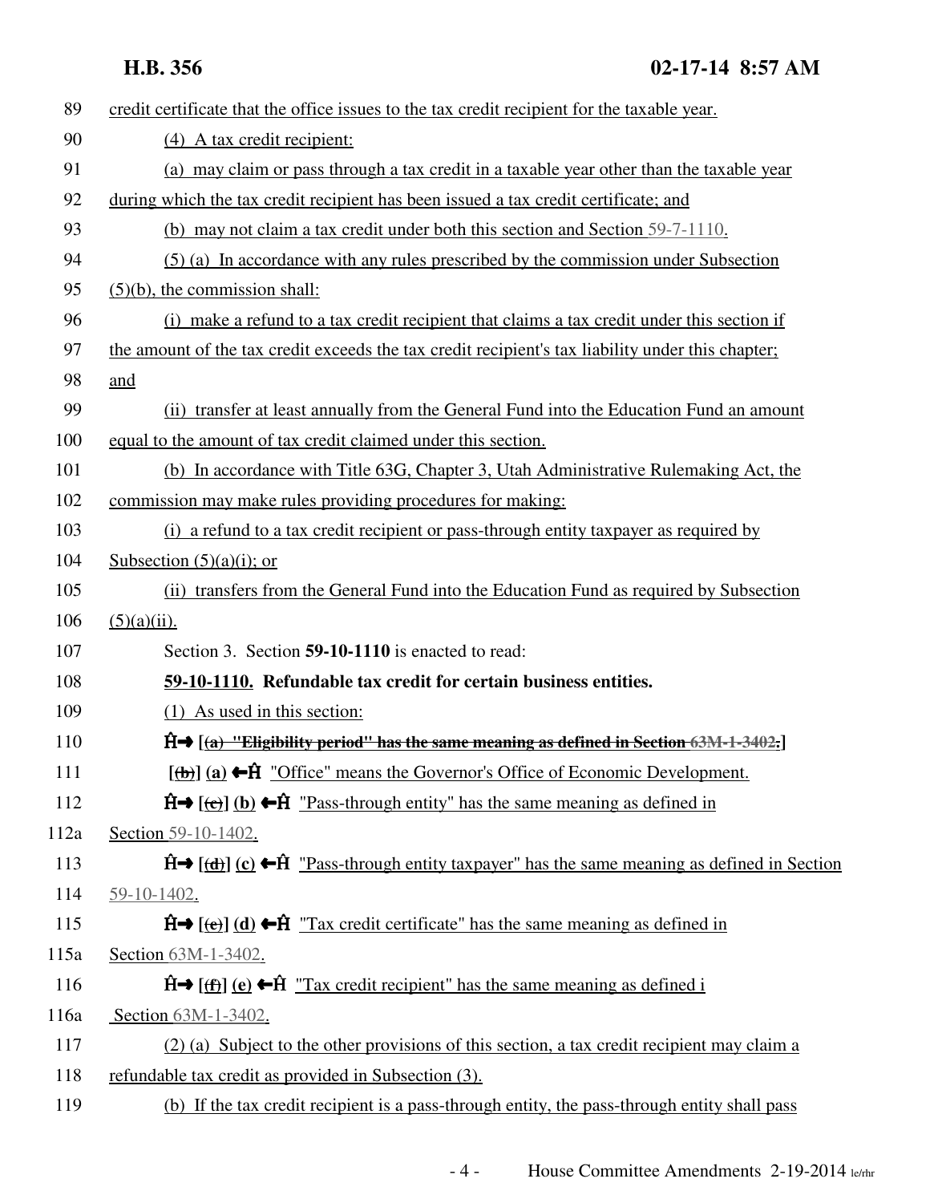89 credit certificate that the office issues to the tax credit recipient for the taxable year.

90 (4) A tax credit recipient:

91 (a) may claim or pass through a tax credit in a taxable year other than the taxable year

92 during which the tax credit recipient has been issued a tax credit certificate; and

93 (b) may not claim a tax credit under both this section and Section 59-7-1110.

94 (5) (a) In accordance with any rules prescribed by the commission under Subsection

95 (5)(b), the commission shall:

96 (i) make a refund to a tax credit recipient that claims a tax credit under this section if

97 the amount of the tax credit exceeds the tax credit recipient's tax liability under this chapter;

98 and

99 (ii) transfer at least annually from the General Fund into the Education Fund an amount

100 equal to the amount of tax credit claimed under this section.

101 (b) In accordance with Title 63G, Chapter 3, Utah Administrative Rulemaking Act, the

102 commission may make rules providing procedures for making:

103 (i) a refund to a tax credit recipient or pass-through entity taxpayer as required by

104 Subsection (5)(a)(i); or

105 (ii) transfers from the General Fund into the Education Fund as required by Subsection

106 (5)(a)(ii).

107 Section 3. Section **59-10-1110** is enacted to read:

108 **59-10-1110. Refundable tax credit for certain business entities.**

109 (1) As used in this section:

110 **Ĥ→ [~~(a) "Eligibility period" has the same meaning as defined in Section 63M-1-3402.~~]**

111 **[~~(b)~~] (a) ←Ĥ** "Office" means the Governor's Office of Economic Development.

112 **Ĥ→ [~~(c)~~] (b) ←Ĥ** "Pass-through entity" has the same meaning as defined in

112a Section 59-10-1402.

113 **Ĥ→ [~~(d)~~] (c) ←Ĥ** "Pass-through entity taxpayer" has the same meaning as defined in Section

114 59-10-1402.

115 **Ĥ→ [~~(e)~~] (d) ←Ĥ** "Tax credit certificate" has the same meaning as defined in

115a Section 63M-1-3402.

116 **Ĥ→ [~~(f)~~] (e) ←Ĥ** "Tax credit recipient" has the same meaning as defined i

116a Section 63M-1-3402.

117 (2) (a) Subject to the other provisions of this section, a tax credit recipient may claim a

118 refundable tax credit as provided in Subsection (3).

119 (b) If the tax credit recipient is a pass-through entity, the pass-through entity shall pass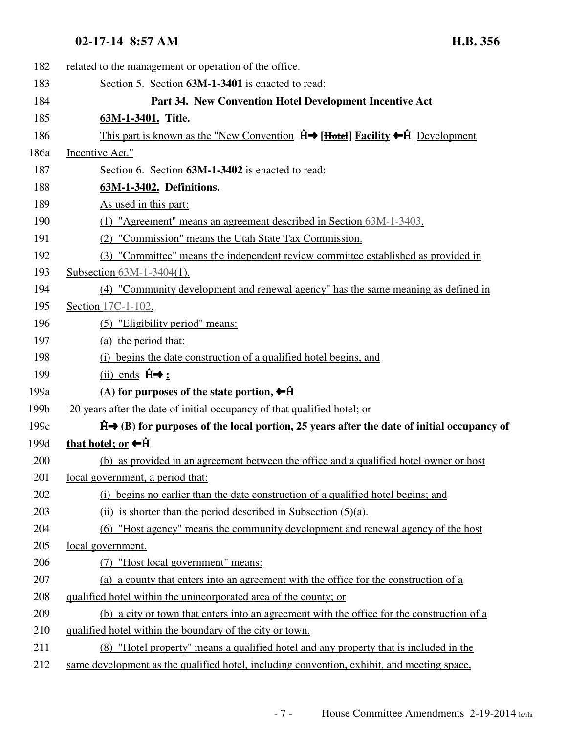182 related to the management or operation of the office.

183 Section 5. Section **63M-1-3401** is enacted to read:

184 **Part 34. New Convention Hotel Development Incentive Act**

185 **63M-1-3401. Title.**

186 This part is known as the "New Convention Ĥ→ [~~Hotel~~] **Facility** ←Ĥ Development

186a Incentive Act."

187 Section 6. Section **63M-1-3402** is enacted to read:

188 **63M-1-3402. Definitions.**

189 As used in this part:

190 (1) "Agreement" means an agreement described in Section 63M-1-3403.

191 (2) "Commission" means the Utah State Tax Commission.

192 (3) "Committee" means the independent review committee established as provided in

193 Subsection 63M-1-3404(1).

194 (4) "Community development and renewal agency" has the same meaning as defined in

195 Section 17C-1-102.

196 (5) "Eligibility period" means:

197 (a) the period that:

198 (i) begins the date construction of a qualified hotel begins, and

199 (ii) ends Ĥ→ **:**

199a **(A) for purposes of the state portion,** ←Ĥ

199b 20 years after the date of initial occupancy of that qualified hotel; or

199c Ĥ→ **(B) for purposes of the local portion, 25 years after the date of initial occupancy of**

199d **that hotel; or** ←Ĥ

200 (b) as provided in an agreement between the office and a qualified hotel owner or host

201 local government, a period that:

202 (i) begins no earlier than the date construction of a qualified hotel begins; and

203 (ii) is shorter than the period described in Subsection (5)(a).

204 (6) "Host agency" means the community development and renewal agency of the host

205 local government.

206 (7) "Host local government" means:

207 (a) a county that enters into an agreement with the office for the construction of a

208 qualified hotel within the unincorporated area of the county; or

209 (b) a city or town that enters into an agreement with the office for the construction of a

210 qualified hotel within the boundary of the city or town.

211 (8) "Hotel property" means a qualified hotel and any property that is included in the

212 same development as the qualified hotel, including convention, exhibit, and meeting space,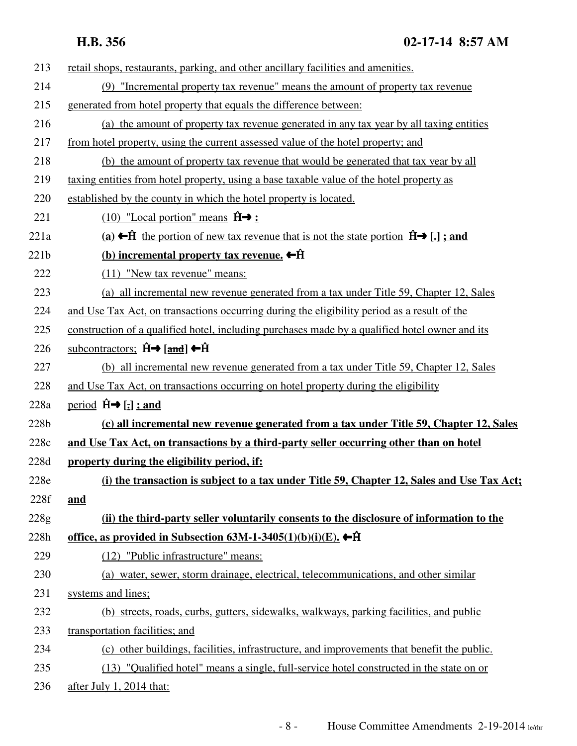213 retail shops, restaurants, parking, and other ancillary facilities and amenities.

214 (9) "Incremental property tax revenue" means the amount of property tax revenue

215 generated from hotel property that equals the difference between:

216 (a) the amount of property tax revenue generated in any tax year by all taxing entities

217 from hotel property, using the current assessed value of the hotel property; and

218 (b) the amount of property tax revenue that would be generated that tax year by all

219 taxing entities from hotel property, using a base taxable value of the hotel property as

220 established by the county in which the hotel property is located.

221 (10) "Local portion" means Ĥ→ **:**

221a **(a)** ←Ĥ the portion of new tax revenue that is not the state portion Ĥ→ **[.]** **; and**

221b **(b) incremental property tax revenue.** ←Ĥ

222 (11) "New tax revenue" means:

223 (a) all incremental new revenue generated from a tax under Title 59, Chapter 12, Sales

224 and Use Tax Act, on transactions occurring during the eligibility period as a result of the

225 construction of a qualified hotel, including purchases made by a qualified hotel owner and its

226 subcontractors; Ĥ→ **[~~and~~]** ←Ĥ

227 (b) all incremental new revenue generated from a tax under Title 59, Chapter 12, Sales

228 and Use Tax Act, on transactions occurring on hotel property during the eligibility

228a period Ĥ→ **[.]** **; and**

228b **(c) all incremental new revenue generated from a tax under Title 59, Chapter 12, Sales**

228c **and Use Tax Act, on transactions by a third-party seller occurring other than on hotel**

228d **property during the eligibility period, if:**

228e **(i) the transaction is subject to a tax under Title 59, Chapter 12, Sales and Use Tax Act;**

228f **and**

228g **(ii) the third-party seller voluntarily consents to the disclosure of information to the**

228h **office, as provided in Subsection 63M-1-3405(1)(b)(i)(E).** ←Ĥ

229 (12) "Public infrastructure" means:

230 (a) water, sewer, storm drainage, electrical, telecommunications, and other similar

231 systems and lines;

232 (b) streets, roads, curbs, gutters, sidewalks, walkways, parking facilities, and public

233 transportation facilities; and

234 (c) other buildings, facilities, infrastructure, and improvements that benefit the public.

235 (13) "Qualified hotel" means a single, full-service hotel constructed in the state on or

236 after July 1, 2014 that: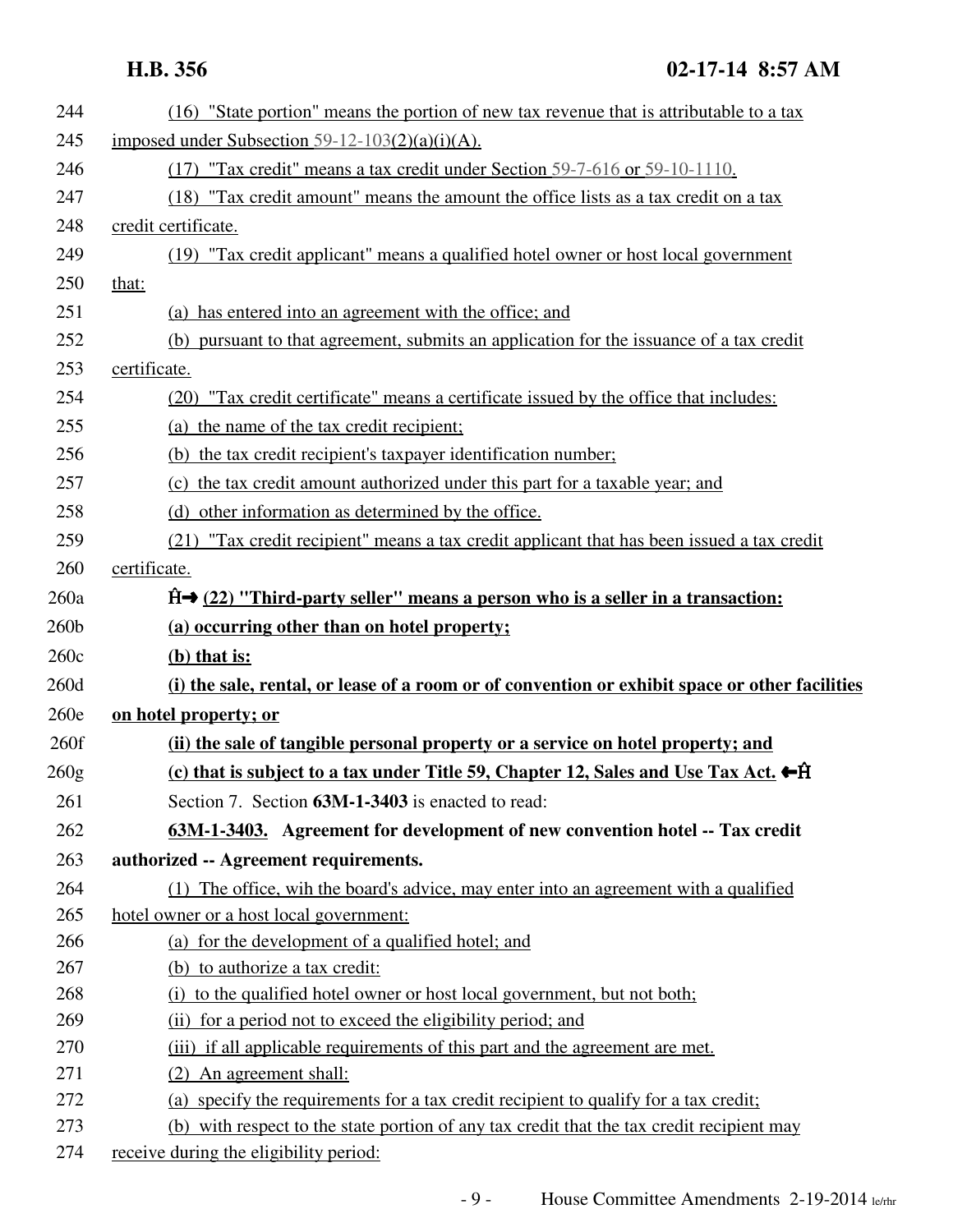(16) "State portion" means the portion of new tax revenue that is attributable to a tax imposed under Subsection 59-12-103(2)(a)(i)(A).

(17) "Tax credit" means a tax credit under Section 59-7-616 or 59-10-1110.

(18) "Tax credit amount" means the amount the office lists as a tax credit on a tax credit certificate.

(19) "Tax credit applicant" means a qualified hotel owner or host local government that:

(a) has entered into an agreement with the office; and

(b) pursuant to that agreement, submits an application for the issuance of a tax credit certificate.

(20) "Tax credit certificate" means a certificate issued by the office that includes:

(a) the name of the tax credit recipient;

(b) the tax credit recipient's taxpayer identification number;

(c) the tax credit amount authorized under this part for a taxable year; and

(d) other information as determined by the office.

(21) "Tax credit recipient" means a tax credit applicant that has been issued a tax credit certificate.

**Ĥ→ (22) "Third-party seller" means a person who is a seller in a transaction:**

**(a) occurring other than on hotel property;**

**(b) that is:**

**(i) the sale, rental, or lease of a room or of convention or exhibit space or other facilities on hotel property; or**

**(ii) the sale of tangible personal property or a service on hotel property; and**

**(c) that is subject to a tax under Title 59, Chapter 12, Sales and Use Tax Act. ←Ĥ**

Section 7. Section **63M-1-3403** is enacted to read:

**63M-1-3403. Agreement for development of new convention hotel -- Tax credit authorized -- Agreement requirements.**

(1) The office, wih the board's advice, may enter into an agreement with a qualified hotel owner or a host local government:

(a) for the development of a qualified hotel; and

(b) to authorize a tax credit:

(i) to the qualified hotel owner or host local government, but not both;

(ii) for a period not to exceed the eligibility period; and

(iii) if all applicable requirements of this part and the agreement are met.

(2) An agreement shall:

(a) specify the requirements for a tax credit recipient to qualify for a tax credit;

(b) with respect to the state portion of any tax credit that the tax credit recipient may receive during the eligibility period:

House Committee Amendments 2-19-2014 le/rhr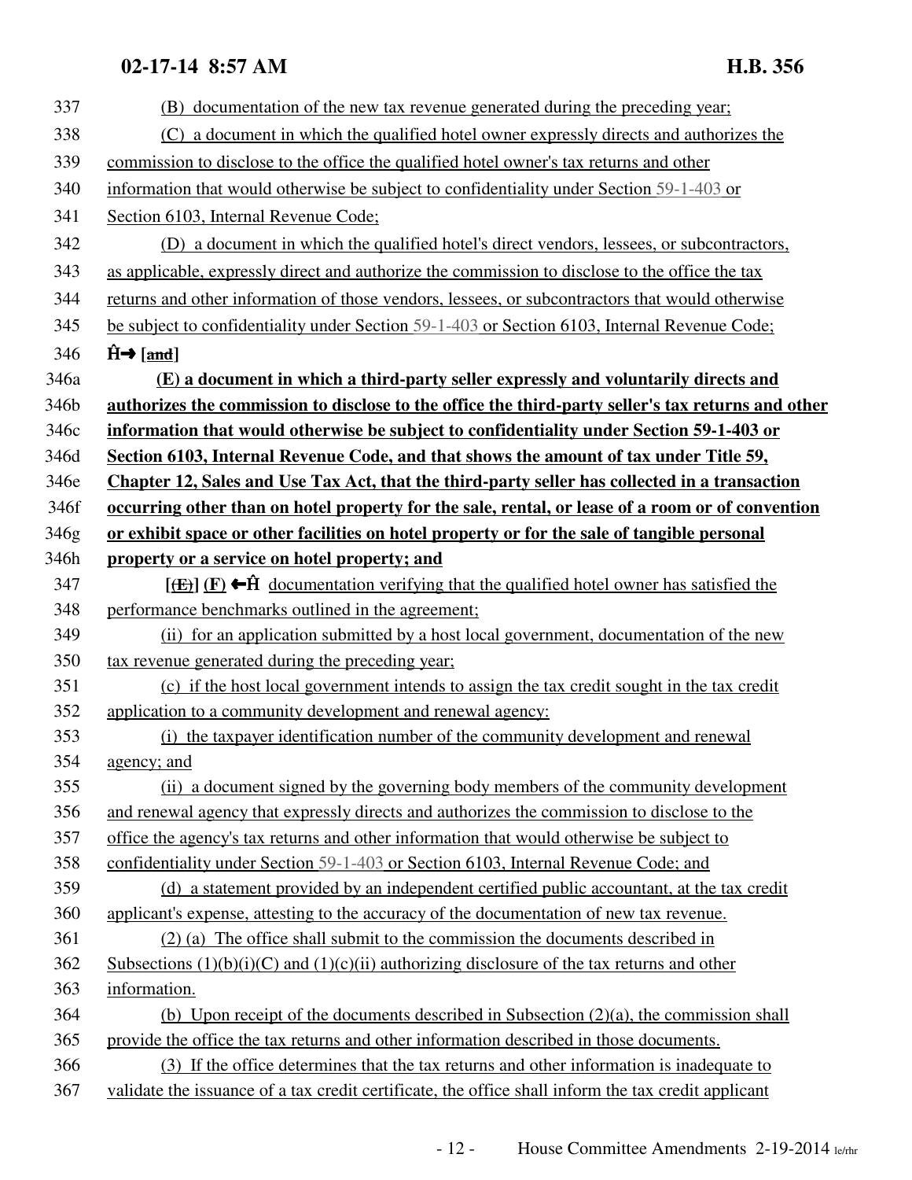337 (B) documentation of the new tax revenue generated during the preceding year;

338 (C) a document in which the qualified hotel owner expressly directs and authorizes the

339 commission to disclose to the office the qualified hotel owner's tax returns and other

340 information that would otherwise be subject to confidentiality under Section 59-1-403 or

341 Section 6103, Internal Revenue Code;

342 (D) a document in which the qualified hotel's direct vendors, lessees, or subcontractors,

343 as applicable, expressly direct and authorize the commission to disclose to the office the tax

344 returns and other information of those vendors, lessees, or subcontractors that would otherwise

345 be subject to confidentiality under Section 59-1-403 or Section 6103, Internal Revenue Code;

346 Ĥ→ [~~and~~]

346a **(E) a document in which a third-party seller expressly and voluntarily directs and**

346b **authorizes the commission to disclose to the office the third-party seller's tax returns and other**

346c **information that would otherwise be subject to confidentiality under Section 59-1-403 or**

346d **Section 6103, Internal Revenue Code, and that shows the amount of tax under Title 59,**

346e **Chapter 12, Sales and Use Tax Act, that the third-party seller has collected in a transaction**

346f **occurring other than on hotel property for the sale, rental, or lease of a room or of convention**

346g **or exhibit space or other facilities on hotel property or for the sale of tangible personal**

346h **property or a service on hotel property; and**

347 **[~~(E)~~] (F)** ←Ĥ documentation verifying that the qualified hotel owner has satisfied the

348 performance benchmarks outlined in the agreement;

349 (ii) for an application submitted by a host local government, documentation of the new

350 tax revenue generated during the preceding year;

351 (c) if the host local government intends to assign the tax credit sought in the tax credit

352 application to a community development and renewal agency:

353 (i) the taxpayer identification number of the community development and renewal

354 agency; and

355 (ii) a document signed by the governing body members of the community development

356 and renewal agency that expressly directs and authorizes the commission to disclose to the

357 office the agency's tax returns and other information that would otherwise be subject to

358 confidentiality under Section 59-1-403 or Section 6103, Internal Revenue Code; and

359 (d) a statement provided by an independent certified public accountant, at the tax credit

360 applicant's expense, attesting to the accuracy of the documentation of new tax revenue.

361 (2) (a) The office shall submit to the commission the documents described in

362 Subsections (1)(b)(i)(C) and (1)(c)(ii) authorizing disclosure of the tax returns and other

363 information.

364 (b) Upon receipt of the documents described in Subsection (2)(a), the commission shall

365 provide the office the tax returns and other information described in those documents.

366 (3) If the office determines that the tax returns and other information is inadequate to

367 validate the issuance of a tax credit certificate, the office shall inform the tax credit applicant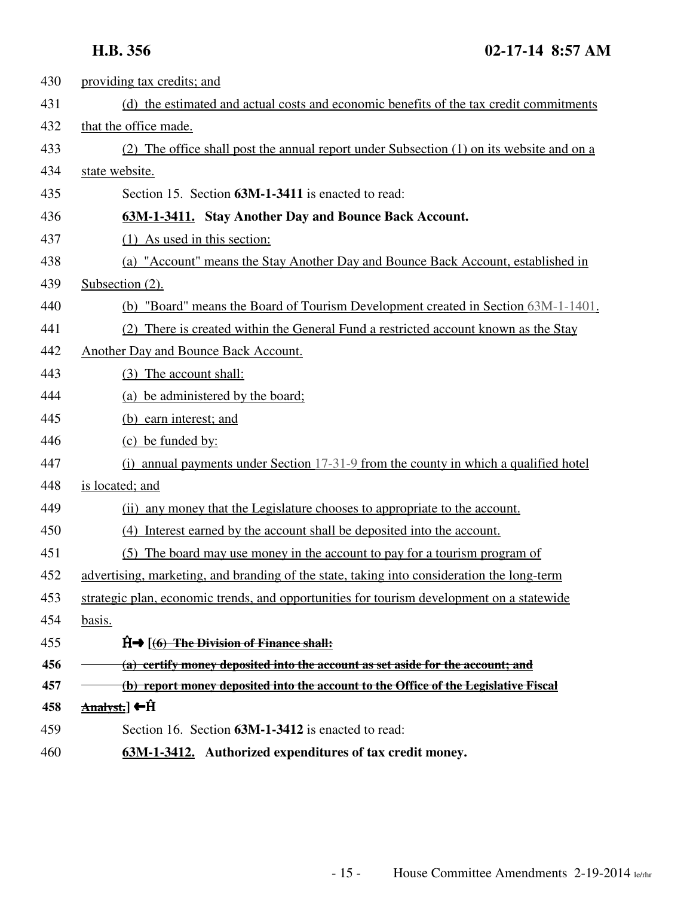430 providing tax credits; and

431 (d) the estimated and actual costs and economic benefits of the tax credit commitments

432 that the office made.

433 (2) The office shall post the annual report under Subsection (1) on its website and on a

434 state website.

435 Section 15. Section **63M-1-3411** is enacted to read:

436 **63M-1-3411. Stay Another Day and Bounce Back Account.**

437 (1) As used in this section:

438 (a) "Account" means the Stay Another Day and Bounce Back Account, established in

439 Subsection (2).

440 (b) "Board" means the Board of Tourism Development created in Section 63M-1-1401.

441 (2) There is created within the General Fund a restricted account known as the Stay

442 Another Day and Bounce Back Account.

443 (3) The account shall:

444 (a) be administered by the board;

445 (b) earn interest; and

446 (c) be funded by:

447 (i) annual payments under Section 17-31-9 from the county in which a qualified hotel

448 is located; and

449 (ii) any money that the Legislature chooses to appropriate to the account.

450 (4) Interest earned by the account shall be deposited into the account.

451 (5) The board may use money in the account to pay for a tourism program of

452 advertising, marketing, and branding of the state, taking into consideration the long-term

453 strategic plan, economic trends, and opportunities for tourism development on a statewide

454 basis.

455 **Ĥ→ [~~(6) The Division of Finance shall:~~**

**456** **~~(a) certify money deposited into the account as set aside for the account; and~~**

**457** **~~(b) report money deposited into the account to the Office of the Legislative Fiscal~~**

**458** **~~Analyst.~~] ←Ĥ**

459 Section 16. Section **63M-1-3412** is enacted to read:

460 **63M-1-3412. Authorized expenditures of tax credit money.**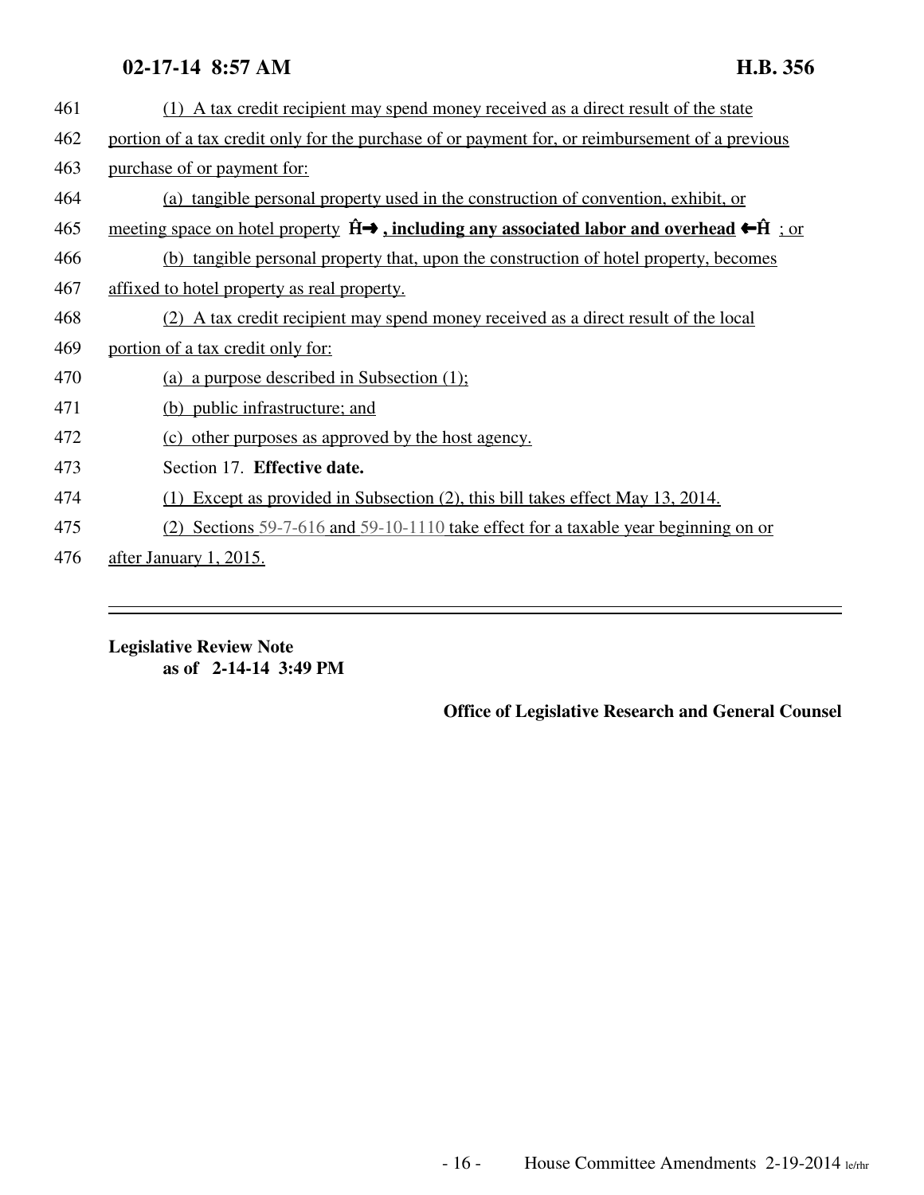461 (1) A tax credit recipient may spend money received as a direct result of the state

462 portion of a tax credit only for the purchase of or payment for, or reimbursement of a previous

463 purchase of or payment for:

464 (a) tangible personal property used in the construction of convention, exhibit, or

465 meeting space on hotel property Ĥ→ **, including any associated labor and overhead** ←Ĥ ; or

466 (b) tangible personal property that, upon the construction of hotel property, becomes

467 affixed to hotel property as real property.

468 (2) A tax credit recipient may spend money received as a direct result of the local

469 portion of a tax credit only for:

470 (a) a purpose described in Subsection (1);

471 (b) public infrastructure; and

472 (c) other purposes as approved by the host agency.

473 Section 17. **Effective date.**

474 (1) Except as provided in Subsection (2), this bill takes effect May 13, 2014.

475 (2) Sections 59-7-616 and 59-10-1110 take effect for a taxable year beginning on or

476 after January 1, 2015.

---

**Legislative Review Note**
**as of 2-14-14 3:49 PM**

**Office of Legislative Research and General Counsel**